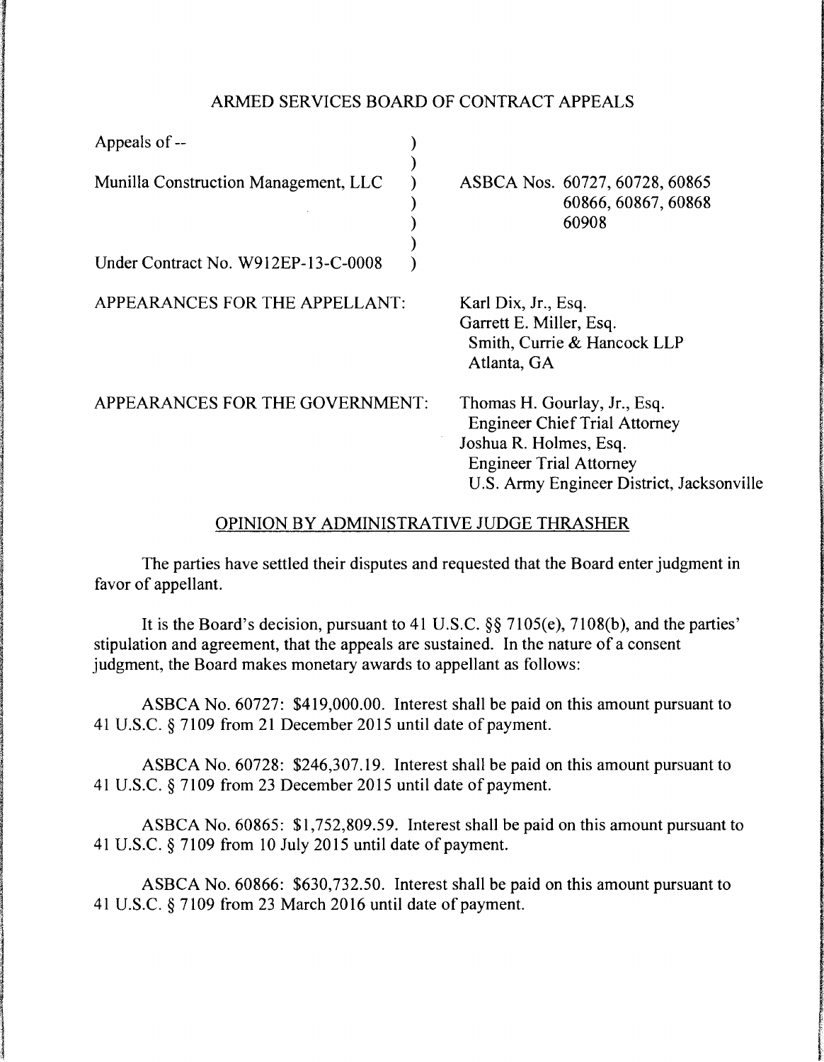## ARMED SERVICES BOARD OF CONTRACT APPEALS

| | |
|---|---|
| Appeals of -- | |
| Munilla Construction Management, LLC | ASBCA Nos. 60727, 60728, 60865 60866, 60867, 60868 60908 |
| Under Contract No. W912EP-13-C-0008 | |

APPEARANCES FOR THE APPELLANT:

Karl Dix, Jr., Esq.
Garrett E. Miller, Esq.
Smith, Currie & Hancock LLP
Atlanta, GA

APPEARANCES FOR THE GOVERNMENT:

Thomas H. Gourlay, Jr., Esq.
Engineer Chief Trial Attorney
Joshua R. Holmes, Esq.
Engineer Trial Attorney
U.S. Army Engineer District, Jacksonville

### OPINION BY ADMINISTRATIVE JUDGE THRASHER

The parties have settled their disputes and requested that the Board enter judgment in favor of appellant.

It is the Board's decision, pursuant to 41 U.S.C. §§ 7105(e), 7108(b), and the parties' stipulation and agreement, that the appeals are sustained. In the nature of a consent judgment, the Board makes monetary awards to appellant as follows:

ASBCA No. 60727: $419,000.00. Interest shall be paid on this amount pursuant to 41 U.S.C. § 7109 from 21 December 2015 until date of payment.

ASBCA No. 60728: $246,307.19. Interest shall be paid on this amount pursuant to 41 U.S.C. § 7109 from 23 December 2015 until date of payment.

ASBCA No. 60865: $1,752,809.59. Interest shall be paid on this amount pursuant to 41 U.S.C. § 7109 from 10 July 2015 until date of payment.

ASBCA No. 60866: $630,732.50. Interest shall be paid on this amount pursuant to 41 U.S.C. § 7109 from 23 March 2016 until date of payment.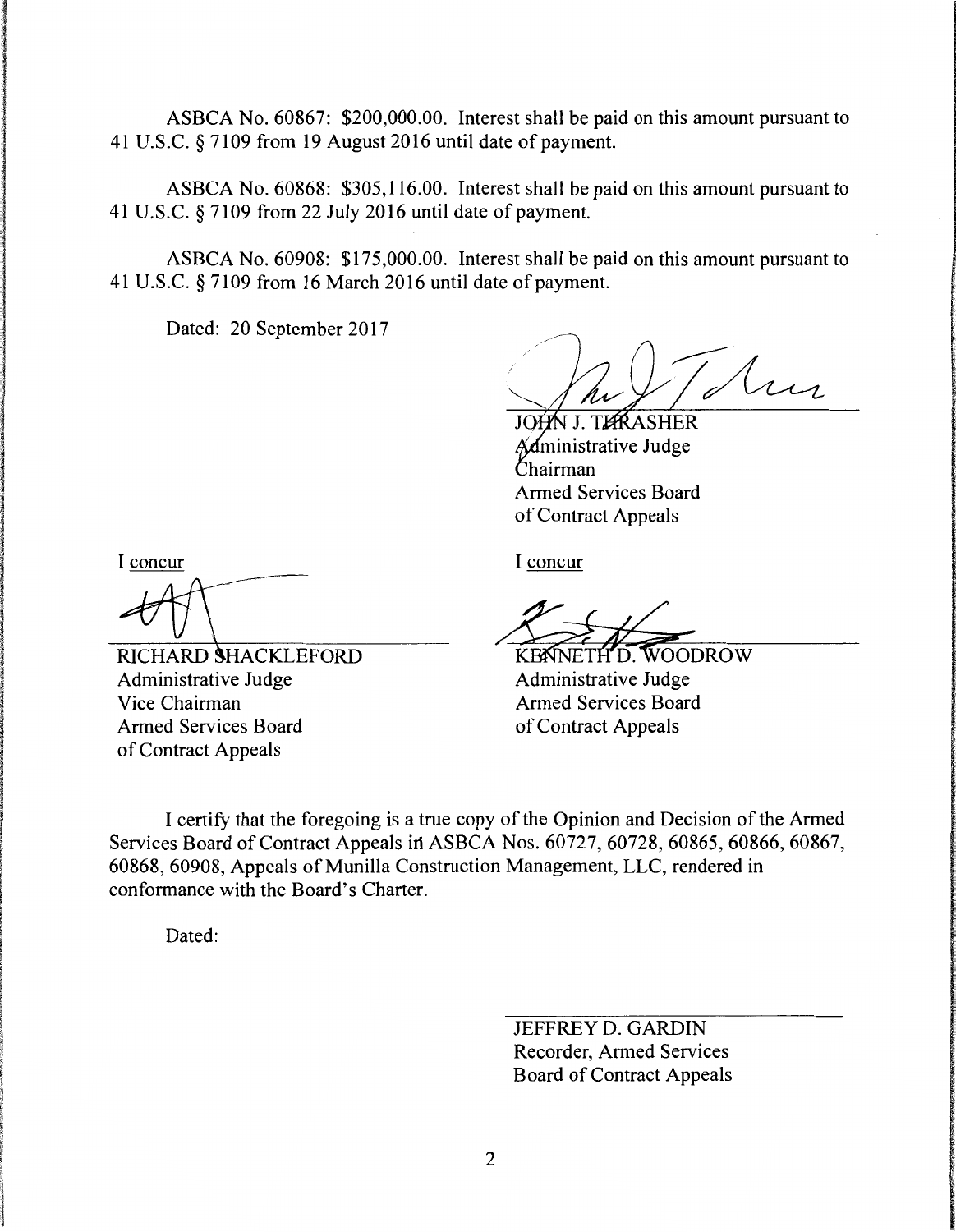ASBCA No. 60867: $200,000.00. Interest shall be paid on this amount pursuant to 41 U.S.C. § 7109 from 19 August 2016 until date of payment.

ASBCA No. 60868: $305,116.00. Interest shall be paid on this amount pursuant to 41 U.S.C. § 7109 from 22 July 2016 until date of payment.

ASBCA No. 60908: $175,000.00. Interest shall be paid on this amount pursuant to 41 U.S.C. § 7109 from 16 March 2016 until date of payment.

Dated: 20 September 2017

JOHN J. THRASHER
Administrative Judge
Chairman
Armed Services Board
of Contract Appeals

I concur

RICHARD SHACKLEFORD
Administrative Judge
Vice Chairman
Armed Services Board
of Contract Appeals

I concur

KENNETH D. WOODROW
Administrative Judge
Armed Services Board
of Contract Appeals

I certify that the foregoing is a true copy of the Opinion and Decision of the Armed Services Board of Contract Appeals in ASBCA Nos. 60727, 60728, 60865, 60866, 60867, 60868, 60908, Appeals of Munilla Construction Management, LLC, rendered in conformance with the Board's Charter.

Dated:

JEFFREY D. GARDIN
Recorder, Armed Services
Board of Contract Appeals